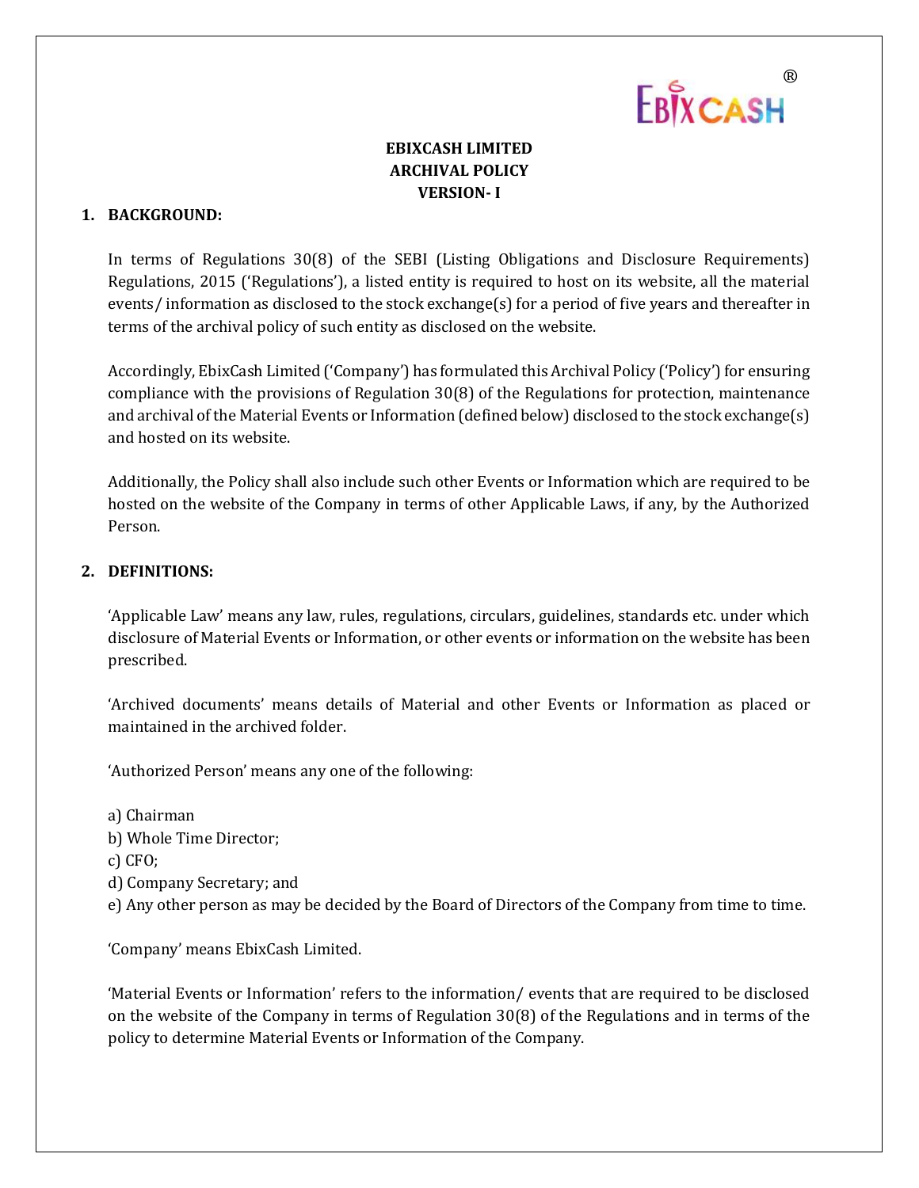# EBIXCASH LIMITED
# ARCHIVAL POLICY
# VERSION- I

## 1. BACKGROUND:

In terms of Regulations 30(8) of the SEBI (Listing Obligations and Disclosure Requirements) Regulations, 2015 ('Regulations'), a listed entity is required to host on its website, all the material events/ information as disclosed to the stock exchange(s) for a period of five years and thereafter in terms of the archival policy of such entity as disclosed on the website.

Accordingly, EbixCash Limited ('Company') has formulated this Archival Policy ('Policy') for ensuring compliance with the provisions of Regulation 30(8) of the Regulations for protection, maintenance and archival of the Material Events or Information (defined below) disclosed to the stock exchange(s) and hosted on its website.

Additionally, the Policy shall also include such other Events or Information which are required to be hosted on the website of the Company in terms of other Applicable Laws, if any, by the Authorized Person.

## 2. DEFINITIONS:

'Applicable Law' means any law, rules, regulations, circulars, guidelines, standards etc. under which disclosure of Material Events or Information, or other events or information on the website has been prescribed.

'Archived documents' means details of Material and other Events or Information as placed or maintained in the archived folder.

'Authorized Person' means any one of the following:

a) Chairman
b) Whole Time Director;
c) CFO;
d) Company Secretary; and
e) Any other person as may be decided by the Board of Directors of the Company from time to time.

'Company' means EbixCash Limited.

'Material Events or Information' refers to the information/ events that are required to be disclosed on the website of the Company in terms of Regulation 30(8) of the Regulations and in terms of the policy to determine Material Events or Information of the Company.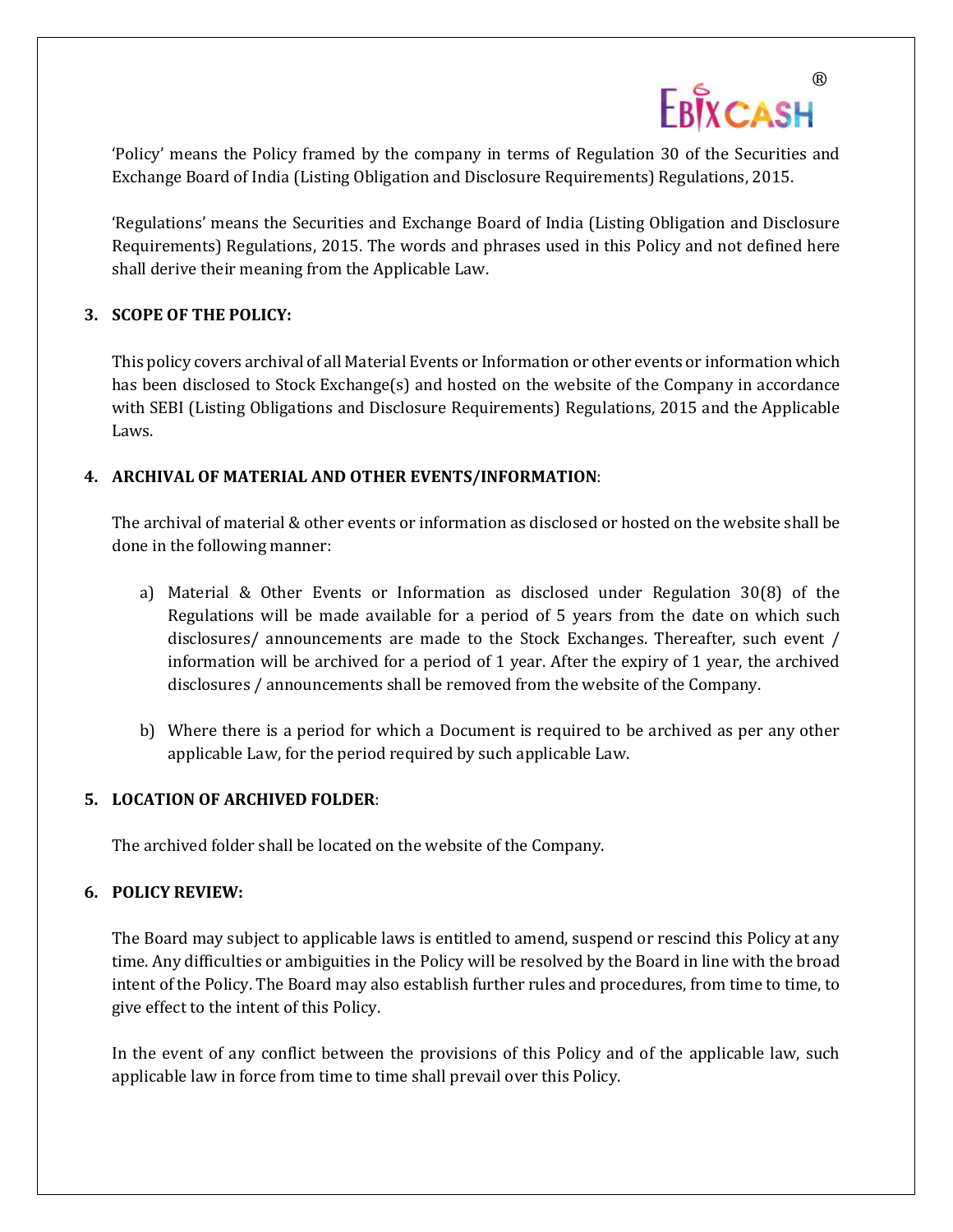'Policy' means the Policy framed by the company in terms of Regulation 30 of the Securities and Exchange Board of India (Listing Obligation and Disclosure Requirements) Regulations, 2015.

'Regulations' means the Securities and Exchange Board of India (Listing Obligation and Disclosure Requirements) Regulations, 2015. The words and phrases used in this Policy and not defined here shall derive their meaning from the Applicable Law.

**3. SCOPE OF THE POLICY:**

This policy covers archival of all Material Events or Information or other events or information which has been disclosed to Stock Exchange(s) and hosted on the website of the Company in accordance with SEBI (Listing Obligations and Disclosure Requirements) Regulations, 2015 and the Applicable Laws.

**4. ARCHIVAL OF MATERIAL AND OTHER EVENTS/INFORMATION**:

The archival of material & other events or information as disclosed or hosted on the website shall be done in the following manner:

a) Material & Other Events or Information as disclosed under Regulation 30(8) of the Regulations will be made available for a period of 5 years from the date on which such disclosures/ announcements are made to the Stock Exchanges. Thereafter, such event / information will be archived for a period of 1 year. After the expiry of 1 year, the archived disclosures / announcements shall be removed from the website of the Company.

b) Where there is a period for which a Document is required to be archived as per any other applicable Law, for the period required by such applicable Law.

**5. LOCATION OF ARCHIVED FOLDER**:

The archived folder shall be located on the website of the Company.

**6. POLICY REVIEW:**

The Board may subject to applicable laws is entitled to amend, suspend or rescind this Policy at any time. Any difficulties or ambiguities in the Policy will be resolved by the Board in line with the broad intent of the Policy. The Board may also establish further rules and procedures, from time to time, to give effect to the intent of this Policy.

In the event of any conflict between the provisions of this Policy and of the applicable law, such applicable law in force from time to time shall prevail over this Policy.